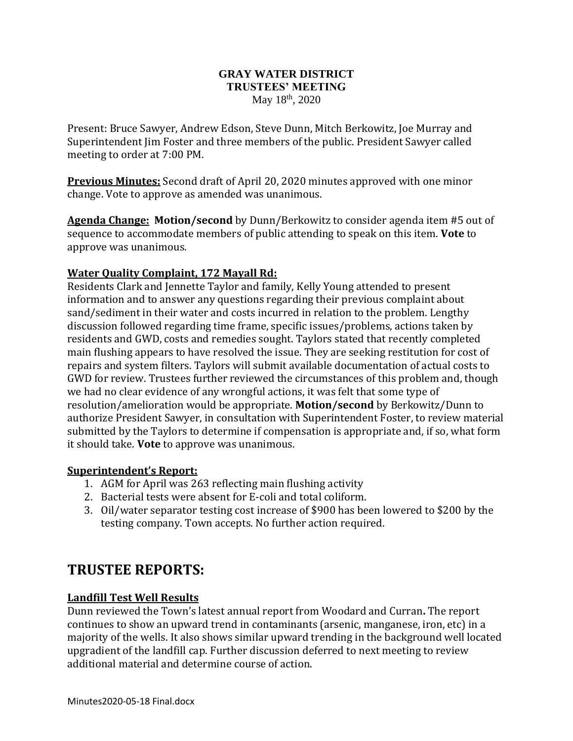**GRAY WATER DISTRICT**
**TRUSTEES' MEETING**
May 18th, 2020

Present: Bruce Sawyer, Andrew Edson, Steve Dunn, Mitch Berkowitz, Joe Murray and Superintendent Jim Foster and three members of the public. President Sawyer called meeting to order at 7:00 PM.

**Previous Minutes:** Second draft of April 20, 2020 minutes approved with one minor change. Vote to approve as amended was unanimous.

**Agenda Change:** **Motion/second** by Dunn/Berkowitz to consider agenda item #5 out of sequence to accommodate members of public attending to speak on this item. **Vote** to approve was unanimous.

**Water Quality Complaint, 172 Mayall Rd:**

Residents Clark and Jennette Taylor and family, Kelly Young attended to present information and to answer any questions regarding their previous complaint about sand/sediment in their water and costs incurred in relation to the problem. Lengthy discussion followed regarding time frame, specific issues/problems, actions taken by residents and GWD, costs and remedies sought. Taylors stated that recently completed main flushing appears to have resolved the issue. They are seeking restitution for cost of repairs and system filters. Taylors will submit available documentation of actual costs to GWD for review. Trustees further reviewed the circumstances of this problem and, though we had no clear evidence of any wrongful actions, it was felt that some type of resolution/amelioration would be appropriate. **Motion/second** by Berkowitz/Dunn to authorize President Sawyer, in consultation with Superintendent Foster, to review material submitted by the Taylors to determine if compensation is appropriate and, if so, what form it should take. **Vote** to approve was unanimous.

**Superintendent's Report:**

1. AGM for April was 263 reflecting main flushing activity
2. Bacterial tests were absent for E-coli and total coliform.
3. Oil/water separator testing cost increase of $900 has been lowered to $200 by the testing company. Town accepts. No further action required.

# TRUSTEE REPORTS:

**Landfill Test Well Results**

Dunn reviewed the Town's latest annual report from Woodard and Curran**.** The report continues to show an upward trend in contaminants (arsenic, manganese, iron, etc) in a majority of the wells. It also shows similar upward trending in the background well located upgradient of the landfill cap. Further discussion deferred to next meeting to review additional material and determine course of action.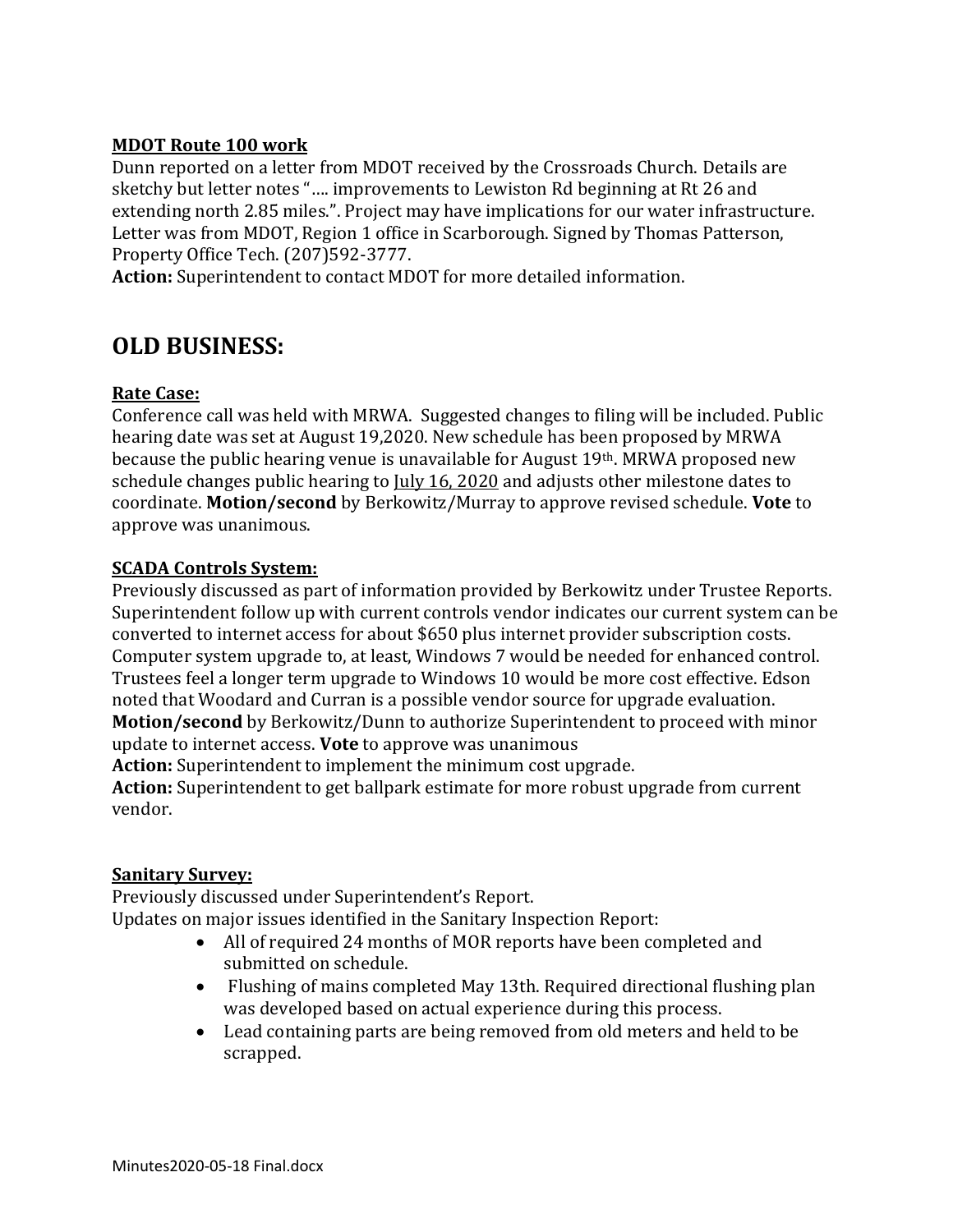**MDOT Route 100 work**

Dunn reported on a letter from MDOT received by the Crossroads Church. Details are sketchy but letter notes "…. improvements to Lewiston Rd beginning at Rt 26 and extending north 2.85 miles.". Project may have implications for our water infrastructure. Letter was from MDOT, Region 1 office in Scarborough. Signed by Thomas Patterson, Property Office Tech. (207)592-3777.

**Action:** Superintendent to contact MDOT for more detailed information.

# OLD BUSINESS:

**Rate Case:**

Conference call was held with MRWA. Suggested changes to filing will be included. Public hearing date was set at August 19,2020. New schedule has been proposed by MRWA because the public hearing venue is unavailable for August 19th. MRWA proposed new schedule changes public hearing to July 16, 2020 and adjusts other milestone dates to coordinate. **Motion/second** by Berkowitz/Murray to approve revised schedule. **Vote** to approve was unanimous.

**SCADA Controls System:**

Previously discussed as part of information provided by Berkowitz under Trustee Reports. Superintendent follow up with current controls vendor indicates our current system can be converted to internet access for about $650 plus internet provider subscription costs. Computer system upgrade to, at least, Windows 7 would be needed for enhanced control. Trustees feel a longer term upgrade to Windows 10 would be more cost effective. Edson noted that Woodard and Curran is a possible vendor source for upgrade evaluation.

**Motion/second** by Berkowitz/Dunn to authorize Superintendent to proceed with minor update to internet access. **Vote** to approve was unanimous

**Action:** Superintendent to implement the minimum cost upgrade.

**Action:** Superintendent to get ballpark estimate for more robust upgrade from current vendor.

**Sanitary Survey:**

Previously discussed under Superintendent's Report.

Updates on major issues identified in the Sanitary Inspection Report:

- All of required 24 months of MOR reports have been completed and submitted on schedule.
- Flushing of mains completed May 13th. Required directional flushing plan was developed based on actual experience during this process.
- Lead containing parts are being removed from old meters and held to be scrapped.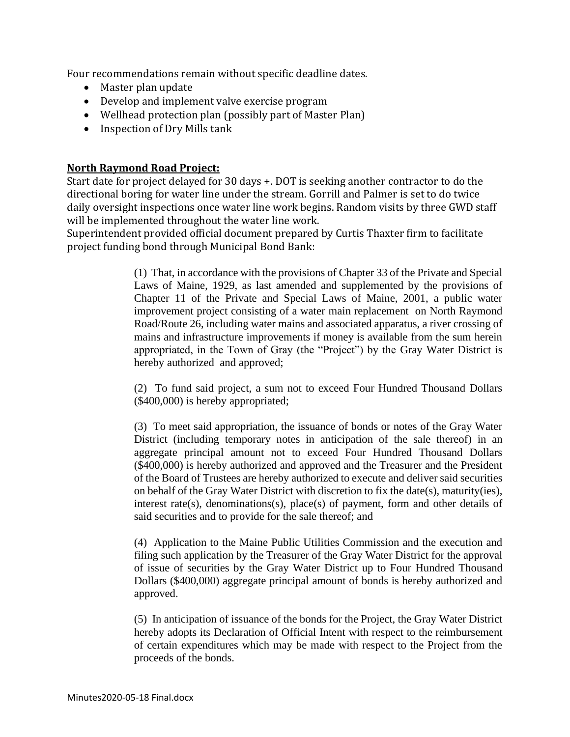Four recommendations remain without specific deadline dates.

- Master plan update
- Develop and implement valve exercise program
- Wellhead protection plan (possibly part of Master Plan)
- Inspection of Dry Mills tank

**North Raymond Road Project:**

Start date for project delayed for 30 days ±. DOT is seeking another contractor to do the directional boring for water line under the stream. Gorrill and Palmer is set to do twice daily oversight inspections once water line work begins. Random visits by three GWD staff will be implemented throughout the water line work.

Superintendent provided official document prepared by Curtis Thaxter firm to facilitate project funding bond through Municipal Bond Bank:

> (1) That, in accordance with the provisions of Chapter 33 of the Private and Special Laws of Maine, 1929, as last amended and supplemented by the provisions of Chapter 11 of the Private and Special Laws of Maine, 2001, a public water improvement project consisting of a water main replacement on North Raymond Road/Route 26, including water mains and associated apparatus, a river crossing of mains and infrastructure improvements if money is available from the sum herein appropriated, in the Town of Gray (the "Project") by the Gray Water District is hereby authorized and approved;
>
> (2) To fund said project, a sum not to exceed Four Hundred Thousand Dollars ($400,000) is hereby appropriated;
>
> (3) To meet said appropriation, the issuance of bonds or notes of the Gray Water District (including temporary notes in anticipation of the sale thereof) in an aggregate principal amount not to exceed Four Hundred Thousand Dollars ($400,000) is hereby authorized and approved and the Treasurer and the President of the Board of Trustees are hereby authorized to execute and deliver said securities on behalf of the Gray Water District with discretion to fix the date(s), maturity(ies), interest rate(s), denominations(s), place(s) of payment, form and other details of said securities and to provide for the sale thereof; and
>
> (4) Application to the Maine Public Utilities Commission and the execution and filing such application by the Treasurer of the Gray Water District for the approval of issue of securities by the Gray Water District up to Four Hundred Thousand Dollars ($400,000) aggregate principal amount of bonds is hereby authorized and approved.
>
> (5) In anticipation of issuance of the bonds for the Project, the Gray Water District hereby adopts its Declaration of Official Intent with respect to the reimbursement of certain expenditures which may be made with respect to the Project from the proceeds of the bonds.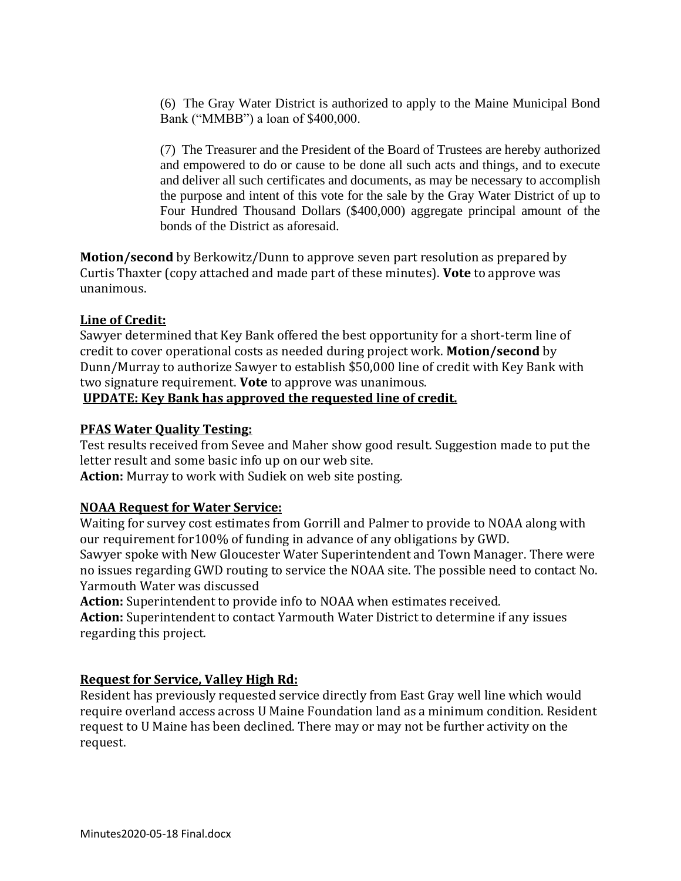(6) The Gray Water District is authorized to apply to the Maine Municipal Bond Bank ("MMBB") a loan of $400,000.

(7) The Treasurer and the President of the Board of Trustees are hereby authorized and empowered to do or cause to be done all such acts and things, and to execute and deliver all such certificates and documents, as may be necessary to accomplish the purpose and intent of this vote for the sale by the Gray Water District of up to Four Hundred Thousand Dollars ($400,000) aggregate principal amount of the bonds of the District as aforesaid.

**Motion/second** by Berkowitz/Dunn to approve seven part resolution as prepared by Curtis Thaxter (copy attached and made part of these minutes). **Vote** to approve was unanimous.

**Line of Credit:**

Sawyer determined that Key Bank offered the best opportunity for a short-term line of credit to cover operational costs as needed during project work. **Motion/second** by Dunn/Murray to authorize Sawyer to establish $50,000 line of credit with Key Bank with two signature requirement. **Vote** to approve was unanimous.

**UPDATE: Key Bank has approved the requested line of credit.**

**PFAS Water Quality Testing:**

Test results received from Sevee and Maher show good result. Suggestion made to put the letter result and some basic info up on our web site.

**Action:** Murray to work with Sudiek on web site posting.

**NOAA Request for Water Service:**

Waiting for survey cost estimates from Gorrill and Palmer to provide to NOAA along with our requirement for100% of funding in advance of any obligations by GWD.

Sawyer spoke with New Gloucester Water Superintendent and Town Manager. There were no issues regarding GWD routing to service the NOAA site. The possible need to contact No. Yarmouth Water was discussed

**Action:** Superintendent to provide info to NOAA when estimates received.

**Action:** Superintendent to contact Yarmouth Water District to determine if any issues regarding this project.

**Request for Service, Valley High Rd:**

Resident has previously requested service directly from East Gray well line which would require overland access across U Maine Foundation land as a minimum condition. Resident request to U Maine has been declined. There may or may not be further activity on the request.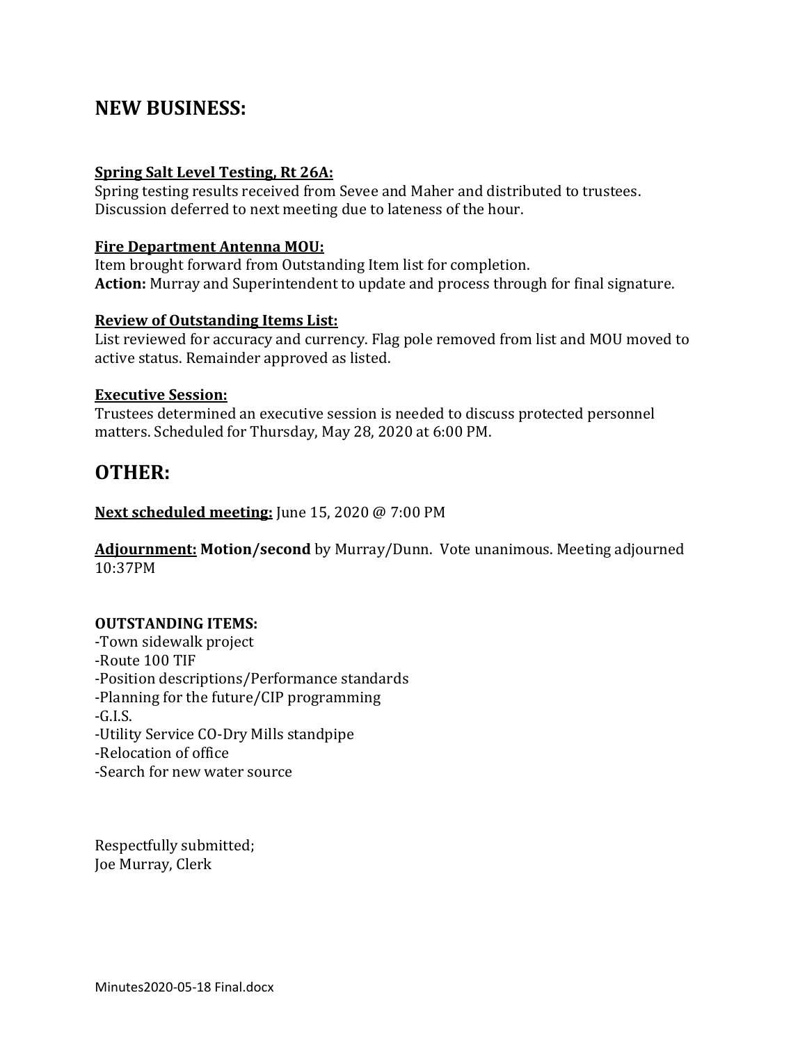## NEW BUSINESS:

**Spring Salt Level Testing, Rt 26A:**
Spring testing results received from Sevee and Maher and distributed to trustees. Discussion deferred to next meeting due to lateness of the hour.

**Fire Department Antenna MOU:**
Item brought forward from Outstanding Item list for completion.
**Action:** Murray and Superintendent to update and process through for final signature.

**Review of Outstanding Items List:**
List reviewed for accuracy and currency. Flag pole removed from list and MOU moved to active status. Remainder approved as listed.

**Executive Session:**
Trustees determined an executive session is needed to discuss protected personnel matters. Scheduled for Thursday, May 28, 2020 at 6:00 PM.

## OTHER:

**Next scheduled meeting:** June 15, 2020 @ 7:00 PM

**Adjournment: Motion/second** by Murray/Dunn. Vote unanimous. Meeting adjourned 10:37PM

**OUTSTANDING ITEMS:**
-Town sidewalk project
-Route 100 TIF
-Position descriptions/Performance standards
-Planning for the future/CIP programming
-G.I.S.
-Utility Service CO-Dry Mills standpipe
-Relocation of office
-Search for new water source

Respectfully submitted;
Joe Murray, Clerk

Minutes2020-05-18 Final.docx